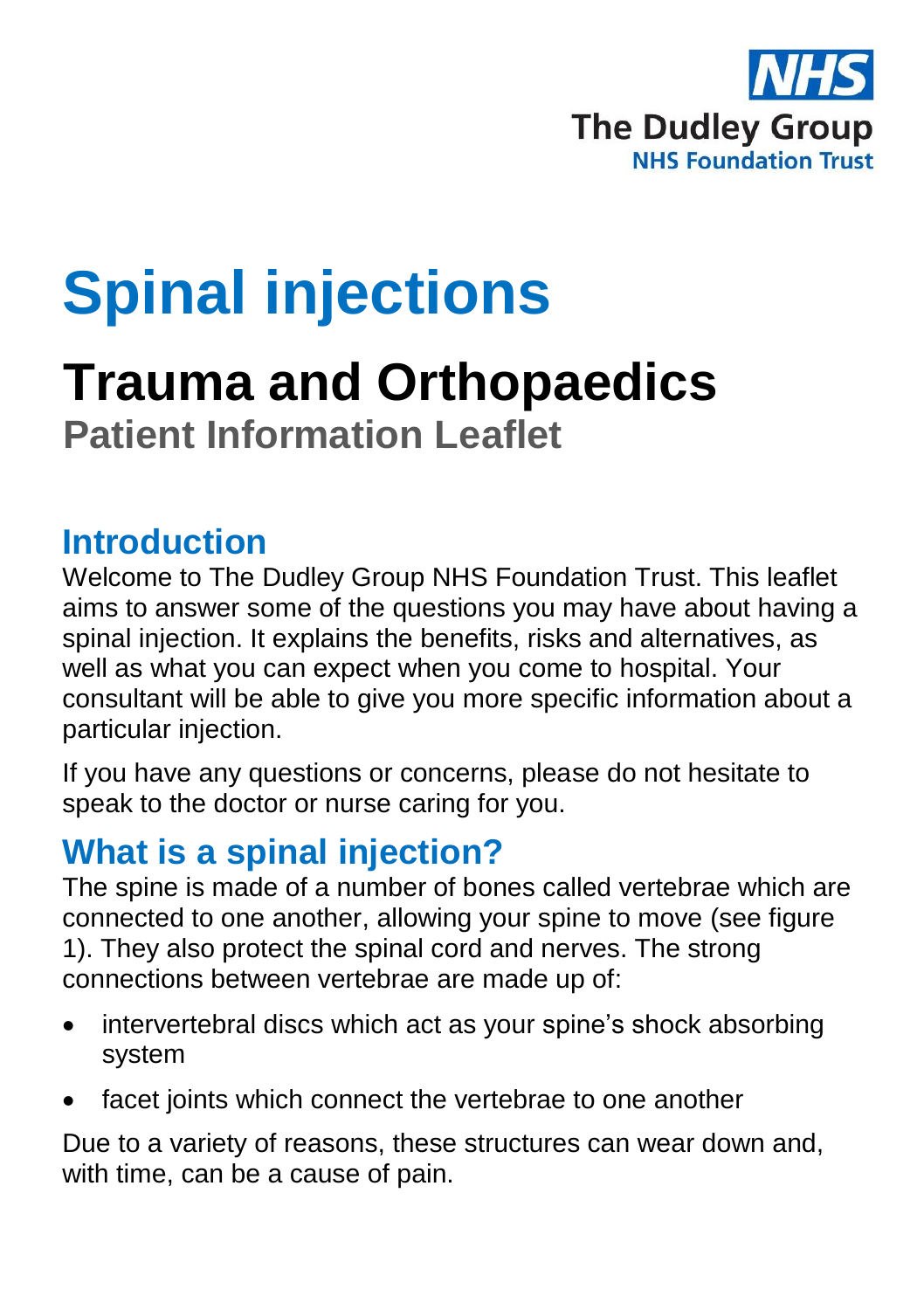NHS
The Dudley Group
NHS Foundation Trust

# Spinal injections

## Trauma and Orthopaedics

### Patient Information Leaflet

## Introduction

Welcome to The Dudley Group NHS Foundation Trust. This leaflet aims to answer some of the questions you may have about having a spinal injection. It explains the benefits, risks and alternatives, as well as what you can expect when you come to hospital. Your consultant will be able to give you more specific information about a particular injection.

If you have any questions or concerns, please do not hesitate to speak to the doctor or nurse caring for you.

## What is a spinal injection?

The spine is made of a number of bones called vertebrae which are connected to one another, allowing your spine to move (see figure 1). They also protect the spinal cord and nerves. The strong connections between vertebrae are made up of:

- intervertebral discs which act as your spine's shock absorbing system
- facet joints which connect the vertebrae to one another

Due to a variety of reasons, these structures can wear down and, with time, can be a cause of pain.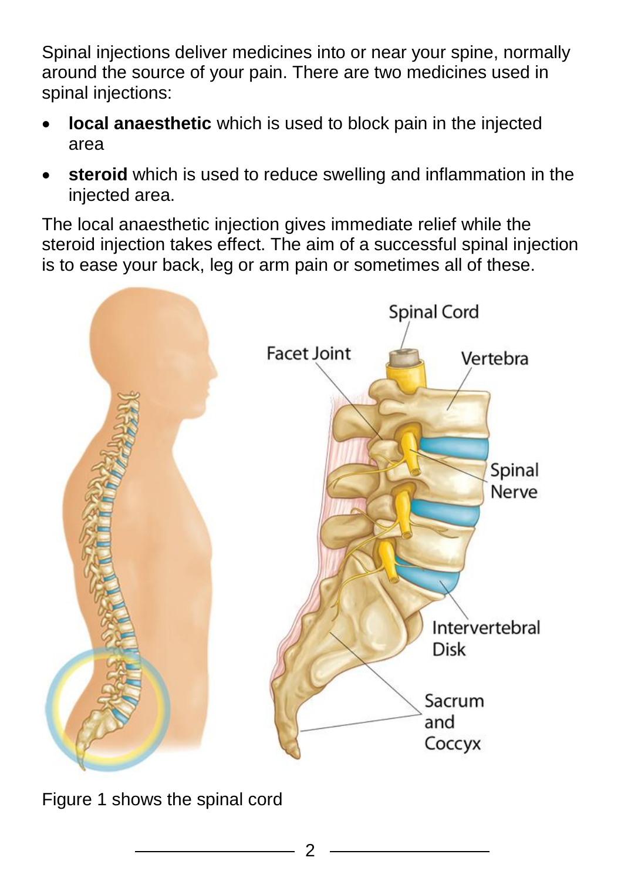Spinal injections deliver medicines into or near your spine, normally around the source of your pain. There are two medicines used in spinal injections:

- **local anaesthetic** which is used to block pain in the injected area
- **steroid** which is used to reduce swelling and inflammation in the injected area.

The local anaesthetic injection gives immediate relief while the steroid injection takes effect. The aim of a successful spinal injection is to ease your back, leg or arm pain or sometimes all of these.

Figure 1 shows the spinal cord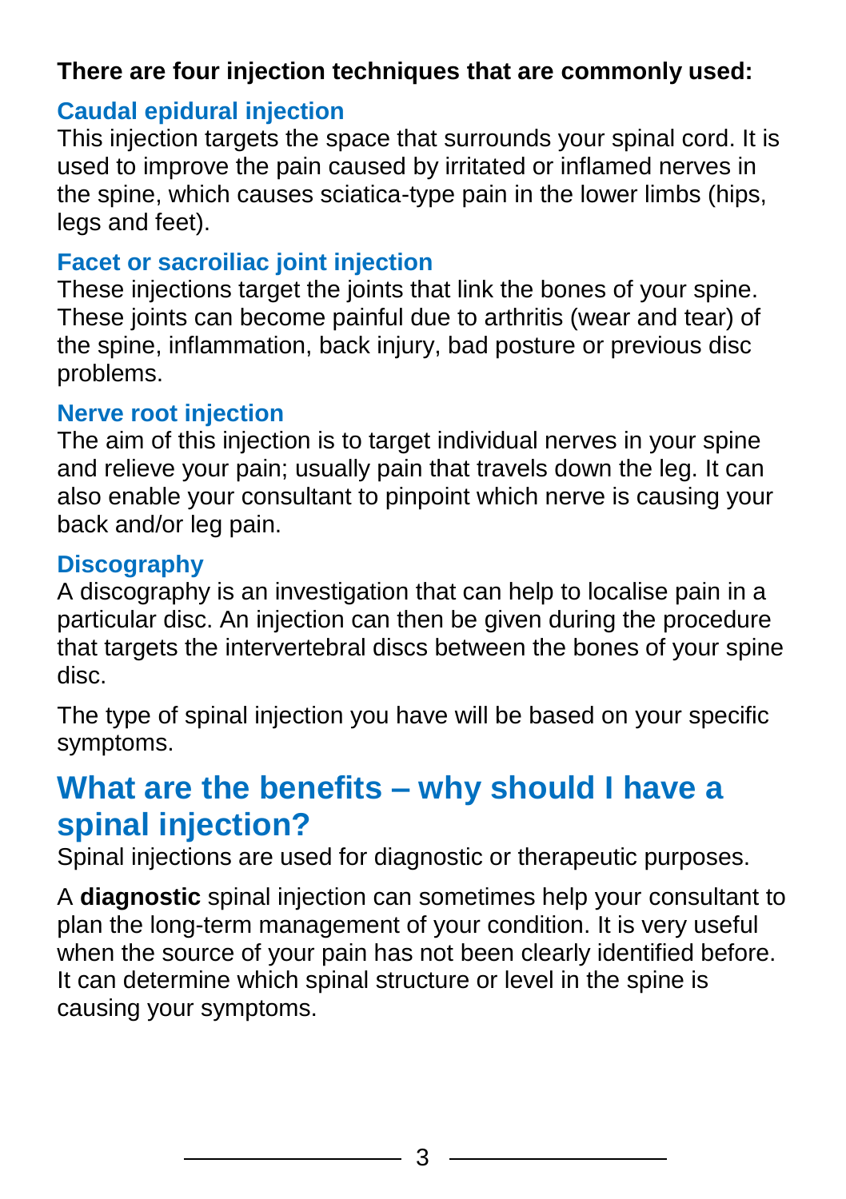**There are four injection techniques that are commonly used:**

### Caudal epidural injection

This injection targets the space that surrounds your spinal cord. It is used to improve the pain caused by irritated or inflamed nerves in the spine, which causes sciatica-type pain in the lower limbs (hips, legs and feet).

### Facet or sacroiliac joint injection

These injections target the joints that link the bones of your spine. These joints can become painful due to arthritis (wear and tear) of the spine, inflammation, back injury, bad posture or previous disc problems.

### Nerve root injection

The aim of this injection is to target individual nerves in your spine and relieve your pain; usually pain that travels down the leg. It can also enable your consultant to pinpoint which nerve is causing your back and/or leg pain.

### Discography

A discography is an investigation that can help to localise pain in a particular disc. An injection can then be given during the procedure that targets the intervertebral discs between the bones of your spine disc.

The type of spinal injection you have will be based on your specific symptoms.

## What are the benefits – why should I have a spinal injection?

Spinal injections are used for diagnostic or therapeutic purposes.

A **diagnostic** spinal injection can sometimes help your consultant to plan the long-term management of your condition. It is very useful when the source of your pain has not been clearly identified before. It can determine which spinal structure or level in the spine is causing your symptoms.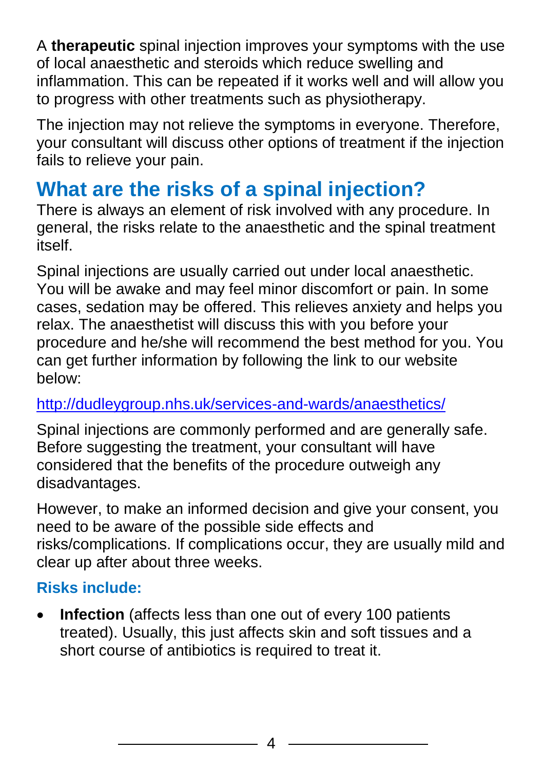A **therapeutic** spinal injection improves your symptoms with the use of local anaesthetic and steroids which reduce swelling and inflammation. This can be repeated if it works well and will allow you to progress with other treatments such as physiotherapy.

The injection may not relieve the symptoms in everyone. Therefore, your consultant will discuss other options of treatment if the injection fails to relieve your pain.

## What are the risks of a spinal injection?

There is always an element of risk involved with any procedure. In general, the risks relate to the anaesthetic and the spinal treatment itself.

Spinal injections are usually carried out under local anaesthetic. You will be awake and may feel minor discomfort or pain. In some cases, sedation may be offered. This relieves anxiety and helps you relax. The anaesthetist will discuss this with you before your procedure and he/she will recommend the best method for you. You can get further information by following the link to our website below:

http://dudleygroup.nhs.uk/services-and-wards/anaesthetics/

Spinal injections are commonly performed and are generally safe. Before suggesting the treatment, your consultant will have considered that the benefits of the procedure outweigh any disadvantages.

However, to make an informed decision and give your consent, you need to be aware of the possible side effects and risks/complications. If complications occur, they are usually mild and clear up after about three weeks.

### Risks include:

- **Infection** (affects less than one out of every 100 patients treated). Usually, this just affects skin and soft tissues and a short course of antibiotics is required to treat it.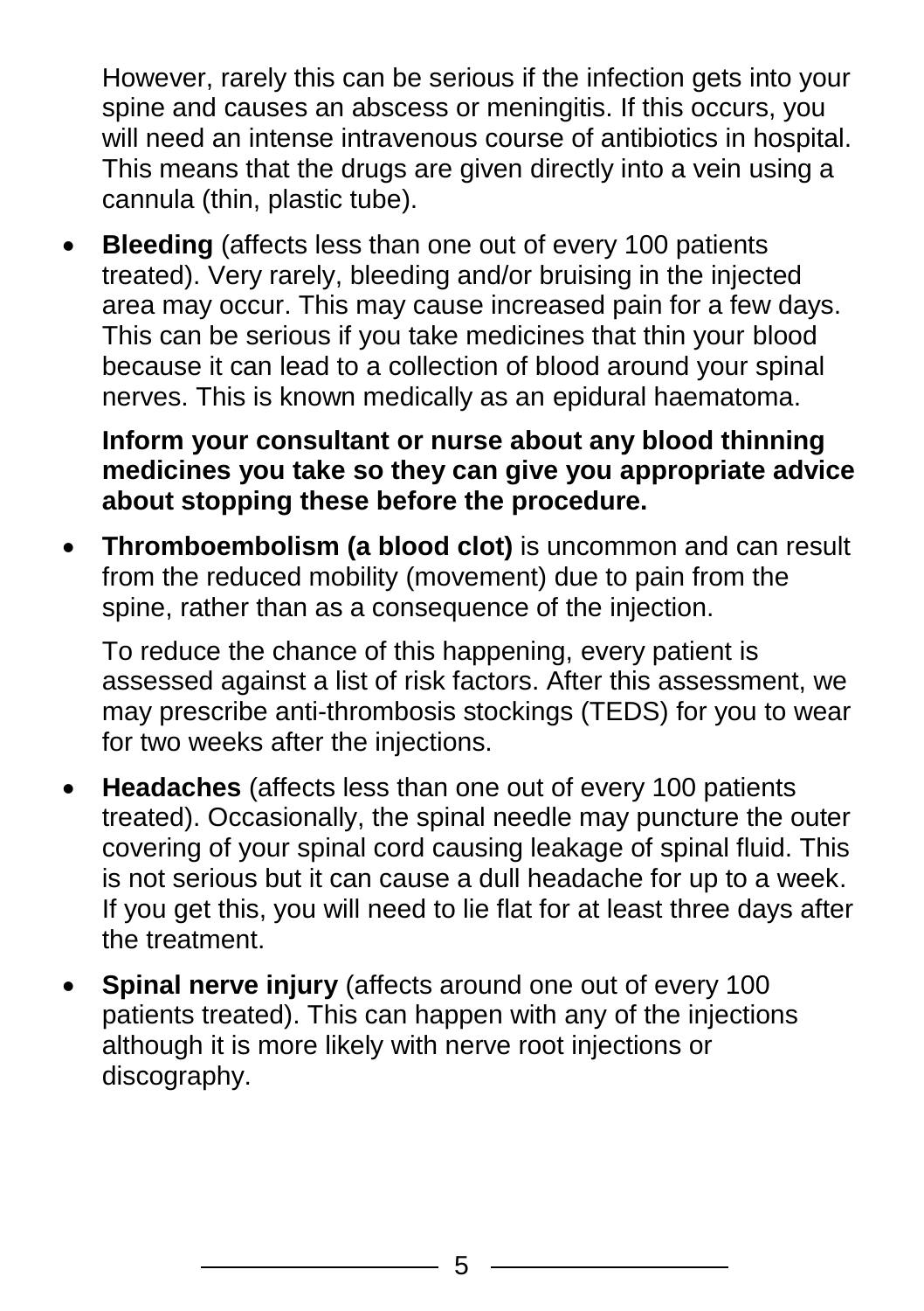However, rarely this can be serious if the infection gets into your spine and causes an abscess or meningitis. If this occurs, you will need an intense intravenous course of antibiotics in hospital. This means that the drugs are given directly into a vein using a cannula (thin, plastic tube).

- **Bleeding** (affects less than one out of every 100 patients treated). Very rarely, bleeding and/or bruising in the injected area may occur. This may cause increased pain for a few days. This can be serious if you take medicines that thin your blood because it can lead to a collection of blood around your spinal nerves. This is known medically as an epidural haematoma.

  **Inform your consultant or nurse about any blood thinning medicines you take so they can give you appropriate advice about stopping these before the procedure.**

- **Thromboembolism (a blood clot)** is uncommon and can result from the reduced mobility (movement) due to pain from the spine, rather than as a consequence of the injection.

  To reduce the chance of this happening, every patient is assessed against a list of risk factors. After this assessment, we may prescribe anti-thrombosis stockings (TEDS) for you to wear for two weeks after the injections.

- **Headaches** (affects less than one out of every 100 patients treated). Occasionally, the spinal needle may puncture the outer covering of your spinal cord causing leakage of spinal fluid. This is not serious but it can cause a dull headache for up to a week. If you get this, you will need to lie flat for at least three days after the treatment.

- **Spinal nerve injury** (affects around one out of every 100 patients treated). This can happen with any of the injections although it is more likely with nerve root injections or discography.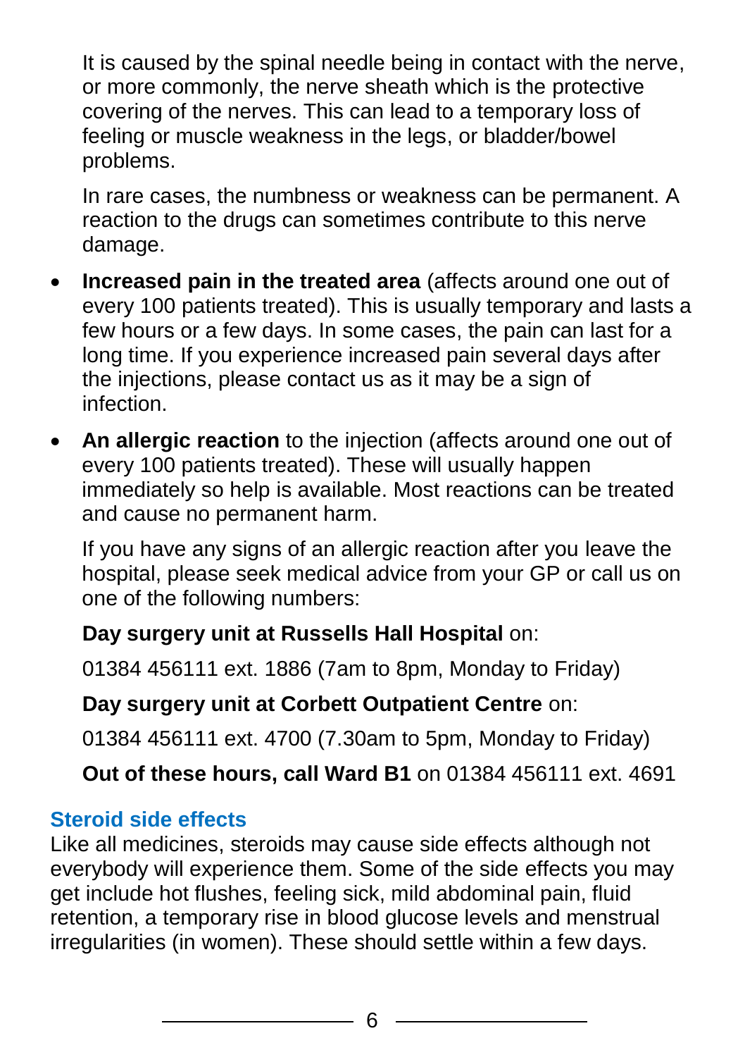It is caused by the spinal needle being in contact with the nerve, or more commonly, the nerve sheath which is the protective covering of the nerves. This can lead to a temporary loss of feeling or muscle weakness in the legs, or bladder/bowel problems.

In rare cases, the numbness or weakness can be permanent. A reaction to the drugs can sometimes contribute to this nerve damage.

- **Increased pain in the treated area** (affects around one out of every 100 patients treated). This is usually temporary and lasts a few hours or a few days. In some cases, the pain can last for a long time. If you experience increased pain several days after the injections, please contact us as it may be a sign of infection.
- **An allergic reaction** to the injection (affects around one out of every 100 patients treated). These will usually happen immediately so help is available. Most reactions can be treated and cause no permanent harm.

  If you have any signs of an allergic reaction after you leave the hospital, please seek medical advice from your GP or call us on one of the following numbers:

  **Day surgery unit at Russells Hall Hospital** on:

  01384 456111 ext. 1886 (7am to 8pm, Monday to Friday)

  **Day surgery unit at Corbett Outpatient Centre** on:

  01384 456111 ext. 4700 (7.30am to 5pm, Monday to Friday)

  **Out of these hours, call Ward B1** on 01384 456111 ext. 4691

### Steroid side effects

Like all medicines, steroids may cause side effects although not everybody will experience them. Some of the side effects you may get include hot flushes, feeling sick, mild abdominal pain, fluid retention, a temporary rise in blood glucose levels and menstrual irregularities (in women). These should settle within a few days.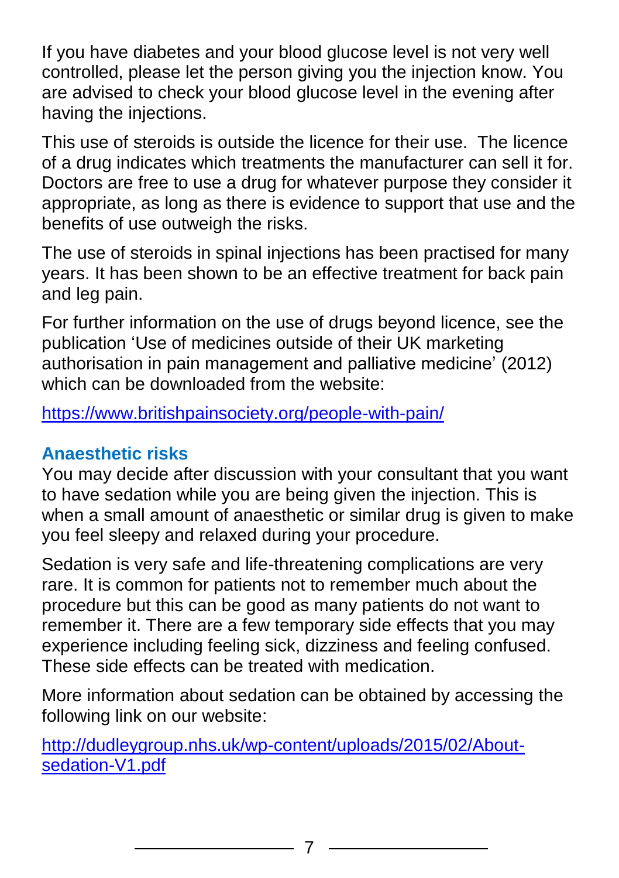If you have diabetes and your blood glucose level is not very well controlled, please let the person giving you the injection know. You are advised to check your blood glucose level in the evening after having the injections.

This use of steroids is outside the licence for their use. The licence of a drug indicates which treatments the manufacturer can sell it for. Doctors are free to use a drug for whatever purpose they consider it appropriate, as long as there is evidence to support that use and the benefits of use outweigh the risks.

The use of steroids in spinal injections has been practised for many years. It has been shown to be an effective treatment for back pain and leg pain.

For further information on the use of drugs beyond licence, see the publication 'Use of medicines outside of their UK marketing authorisation in pain management and palliative medicine' (2012) which can be downloaded from the website:

https://www.britishpainsociety.org/people-with-pain/

## Anaesthetic risks

You may decide after discussion with your consultant that you want to have sedation while you are being given the injection. This is when a small amount of anaesthetic or similar drug is given to make you feel sleepy and relaxed during your procedure.

Sedation is very safe and life-threatening complications are very rare. It is common for patients not to remember much about the procedure but this can be good as many patients do not want to remember it. There are a few temporary side effects that you may experience including feeling sick, dizziness and feeling confused. These side effects can be treated with medication.

More information about sedation can be obtained by accessing the following link on our website:

http://dudleygroup.nhs.uk/wp-content/uploads/2015/02/About-sedation-V1.pdf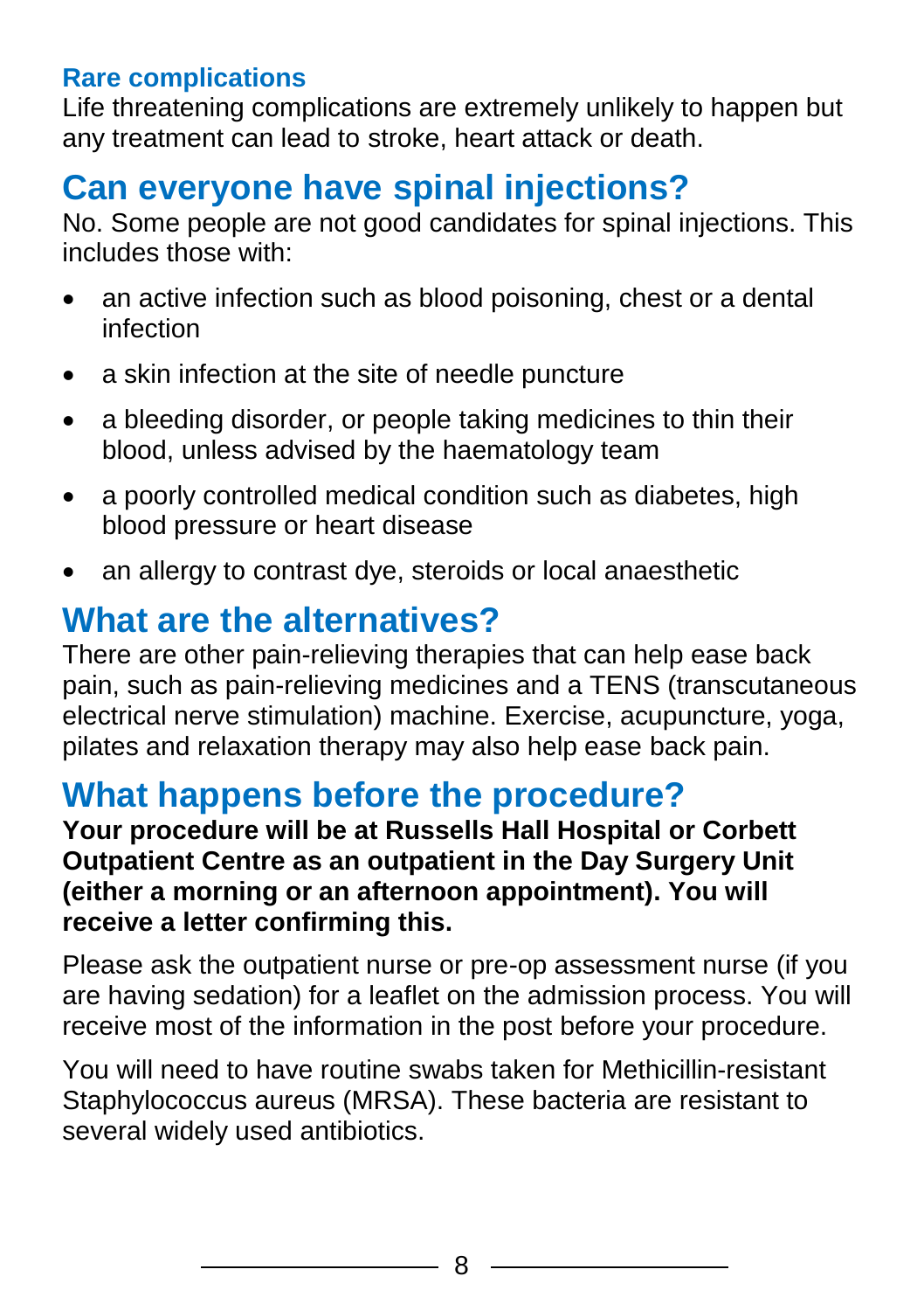### Rare complications

Life threatening complications are extremely unlikely to happen but any treatment can lead to stroke, heart attack or death.

## Can everyone have spinal injections?

No. Some people are not good candidates for spinal injections. This includes those with:

- an active infection such as blood poisoning, chest or a dental infection
- a skin infection at the site of needle puncture
- a bleeding disorder, or people taking medicines to thin their blood, unless advised by the haematology team
- a poorly controlled medical condition such as diabetes, high blood pressure or heart disease
- an allergy to contrast dye, steroids or local anaesthetic

## What are the alternatives?

There are other pain-relieving therapies that can help ease back pain, such as pain-relieving medicines and a TENS (transcutaneous electrical nerve stimulation) machine. Exercise, acupuncture, yoga, pilates and relaxation therapy may also help ease back pain.

## What happens before the procedure?

**Your procedure will be at Russells Hall Hospital or Corbett Outpatient Centre as an outpatient in the Day Surgery Unit (either a morning or an afternoon appointment). You will receive a letter confirming this.**

Please ask the outpatient nurse or pre-op assessment nurse (if you are having sedation) for a leaflet on the admission process. You will receive most of the information in the post before your procedure.

You will need to have routine swabs taken for Methicillin-resistant Staphylococcus aureus (MRSA). These bacteria are resistant to several widely used antibiotics.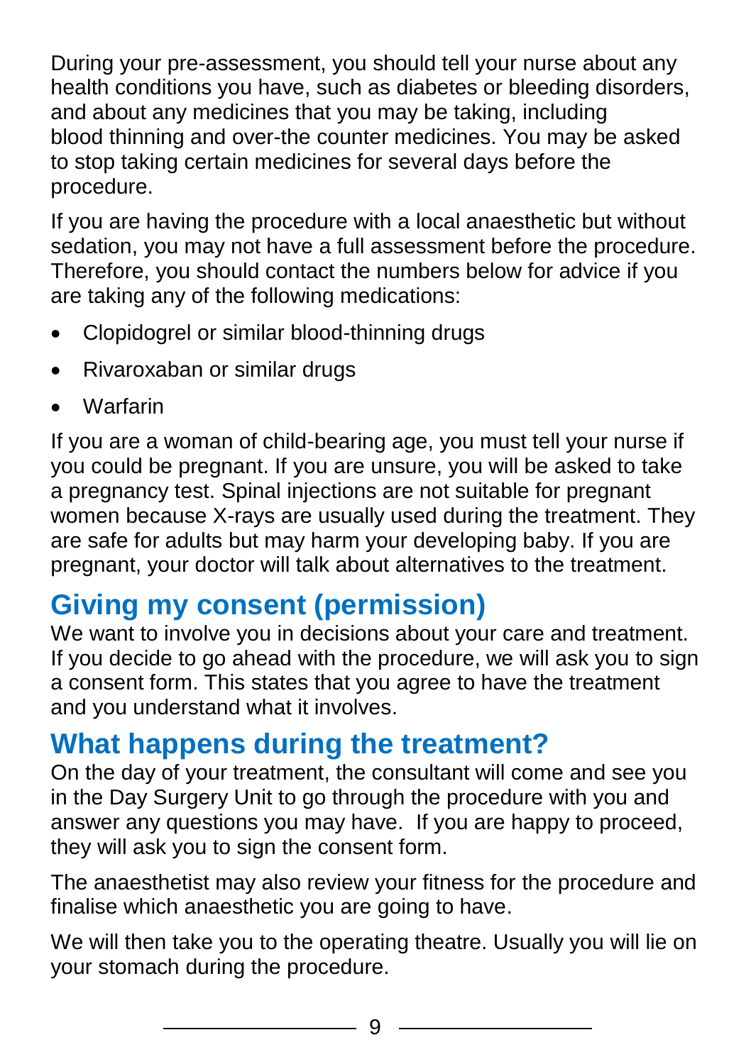During your pre-assessment, you should tell your nurse about any health conditions you have, such as diabetes or bleeding disorders, and about any medicines that you may be taking, including blood thinning and over-the counter medicines. You may be asked to stop taking certain medicines for several days before the procedure.

If you are having the procedure with a local anaesthetic but without sedation, you may not have a full assessment before the procedure. Therefore, you should contact the numbers below for advice if you are taking any of the following medications:

- Clopidogrel or similar blood-thinning drugs
- Rivaroxaban or similar drugs
- Warfarin

If you are a woman of child-bearing age, you must tell your nurse if you could be pregnant. If you are unsure, you will be asked to take a pregnancy test. Spinal injections are not suitable for pregnant women because X-rays are usually used during the treatment. They are safe for adults but may harm your developing baby. If you are pregnant, your doctor will talk about alternatives to the treatment.

## Giving my consent (permission)

We want to involve you in decisions about your care and treatment. If you decide to go ahead with the procedure, we will ask you to sign a consent form. This states that you agree to have the treatment and you understand what it involves.

## What happens during the treatment?

On the day of your treatment, the consultant will come and see you in the Day Surgery Unit to go through the procedure with you and answer any questions you may have. If you are happy to proceed, they will ask you to sign the consent form.

The anaesthetist may also review your fitness for the procedure and finalise which anaesthetic you are going to have.

We will then take you to the operating theatre. Usually you will lie on your stomach during the procedure.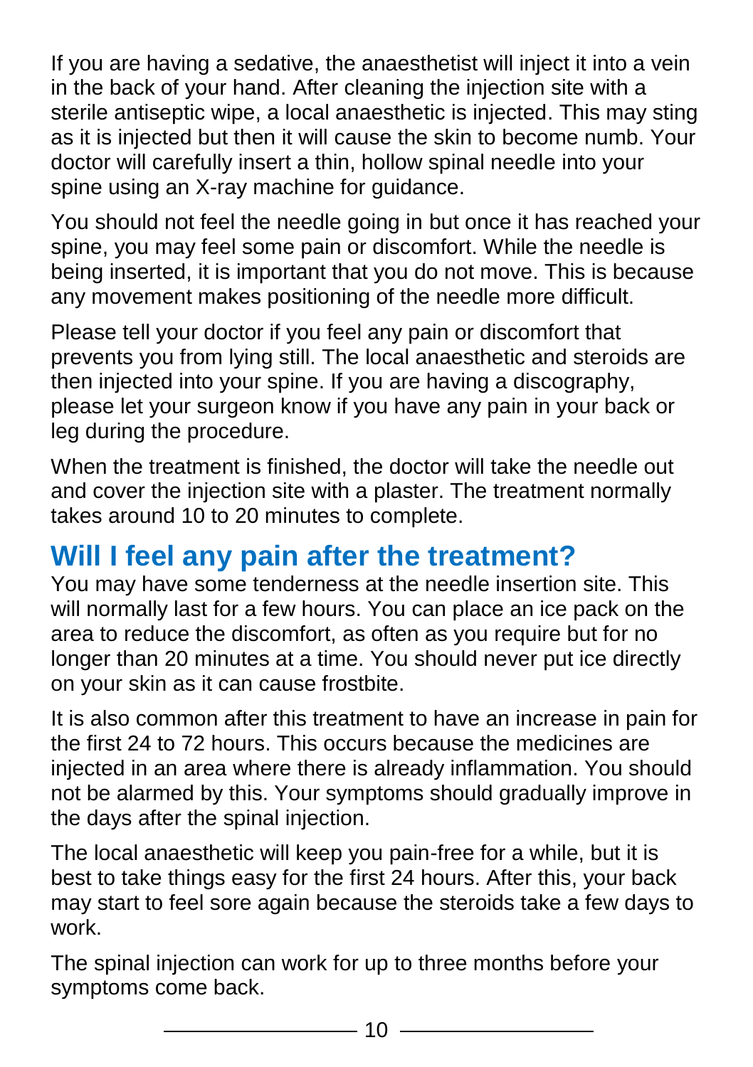If you are having a sedative, the anaesthetist will inject it into a vein in the back of your hand. After cleaning the injection site with a sterile antiseptic wipe, a local anaesthetic is injected. This may sting as it is injected but then it will cause the skin to become numb. Your doctor will carefully insert a thin, hollow spinal needle into your spine using an X-ray machine for guidance.

You should not feel the needle going in but once it has reached your spine, you may feel some pain or discomfort. While the needle is being inserted, it is important that you do not move. This is because any movement makes positioning of the needle more difficult.

Please tell your doctor if you feel any pain or discomfort that prevents you from lying still. The local anaesthetic and steroids are then injected into your spine. If you are having a discography, please let your surgeon know if you have any pain in your back or leg during the procedure.

When the treatment is finished, the doctor will take the needle out and cover the injection site with a plaster. The treatment normally takes around 10 to 20 minutes to complete.

## Will I feel any pain after the treatment?

You may have some tenderness at the needle insertion site. This will normally last for a few hours. You can place an ice pack on the area to reduce the discomfort, as often as you require but for no longer than 20 minutes at a time. You should never put ice directly on your skin as it can cause frostbite.

It is also common after this treatment to have an increase in pain for the first 24 to 72 hours. This occurs because the medicines are injected in an area where there is already inflammation. You should not be alarmed by this. Your symptoms should gradually improve in the days after the spinal injection.

The local anaesthetic will keep you pain-free for a while, but it is best to take things easy for the first 24 hours. After this, your back may start to feel sore again because the steroids take a few days to work.

The spinal injection can work for up to three months before your symptoms come back.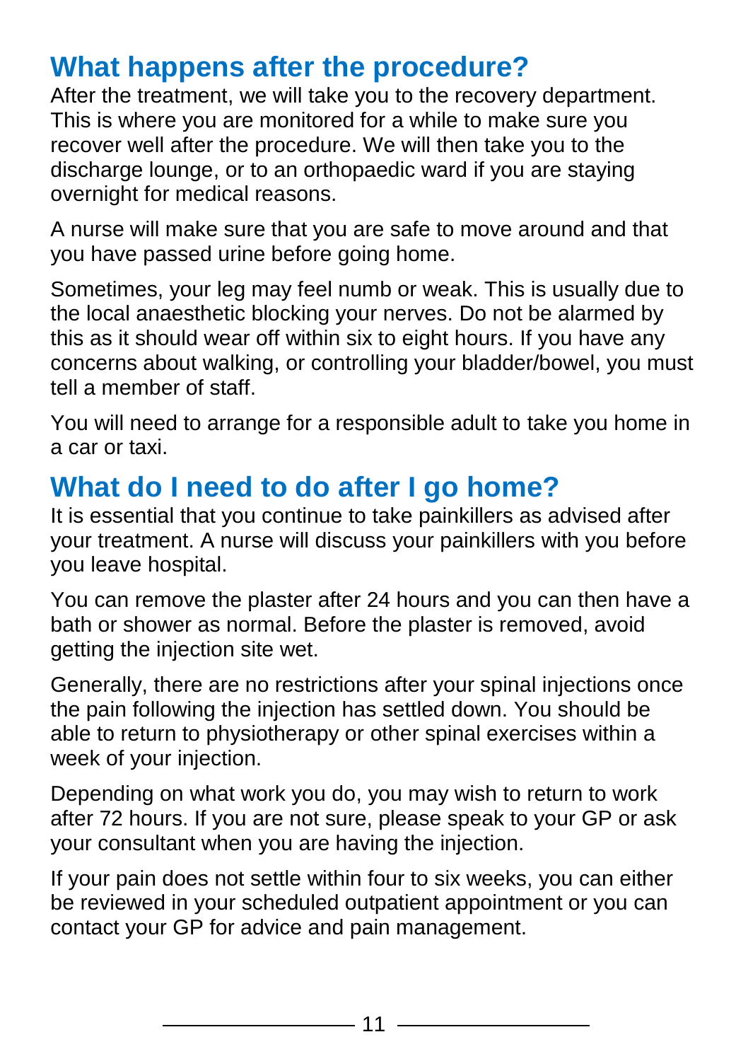## What happens after the procedure?

After the treatment, we will take you to the recovery department. This is where you are monitored for a while to make sure you recover well after the procedure. We will then take you to the discharge lounge, or to an orthopaedic ward if you are staying overnight for medical reasons.

A nurse will make sure that you are safe to move around and that you have passed urine before going home.

Sometimes, your leg may feel numb or weak. This is usually due to the local anaesthetic blocking your nerves. Do not be alarmed by this as it should wear off within six to eight hours. If you have any concerns about walking, or controlling your bladder/bowel, you must tell a member of staff.

You will need to arrange for a responsible adult to take you home in a car or taxi.

## What do I need to do after I go home?

It is essential that you continue to take painkillers as advised after your treatment. A nurse will discuss your painkillers with you before you leave hospital.

You can remove the plaster after 24 hours and you can then have a bath or shower as normal. Before the plaster is removed, avoid getting the injection site wet.

Generally, there are no restrictions after your spinal injections once the pain following the injection has settled down. You should be able to return to physiotherapy or other spinal exercises within a week of your injection.

Depending on what work you do, you may wish to return to work after 72 hours. If you are not sure, please speak to your GP or ask your consultant when you are having the injection.

If your pain does not settle within four to six weeks, you can either be reviewed in your scheduled outpatient appointment or you can contact your GP for advice and pain management.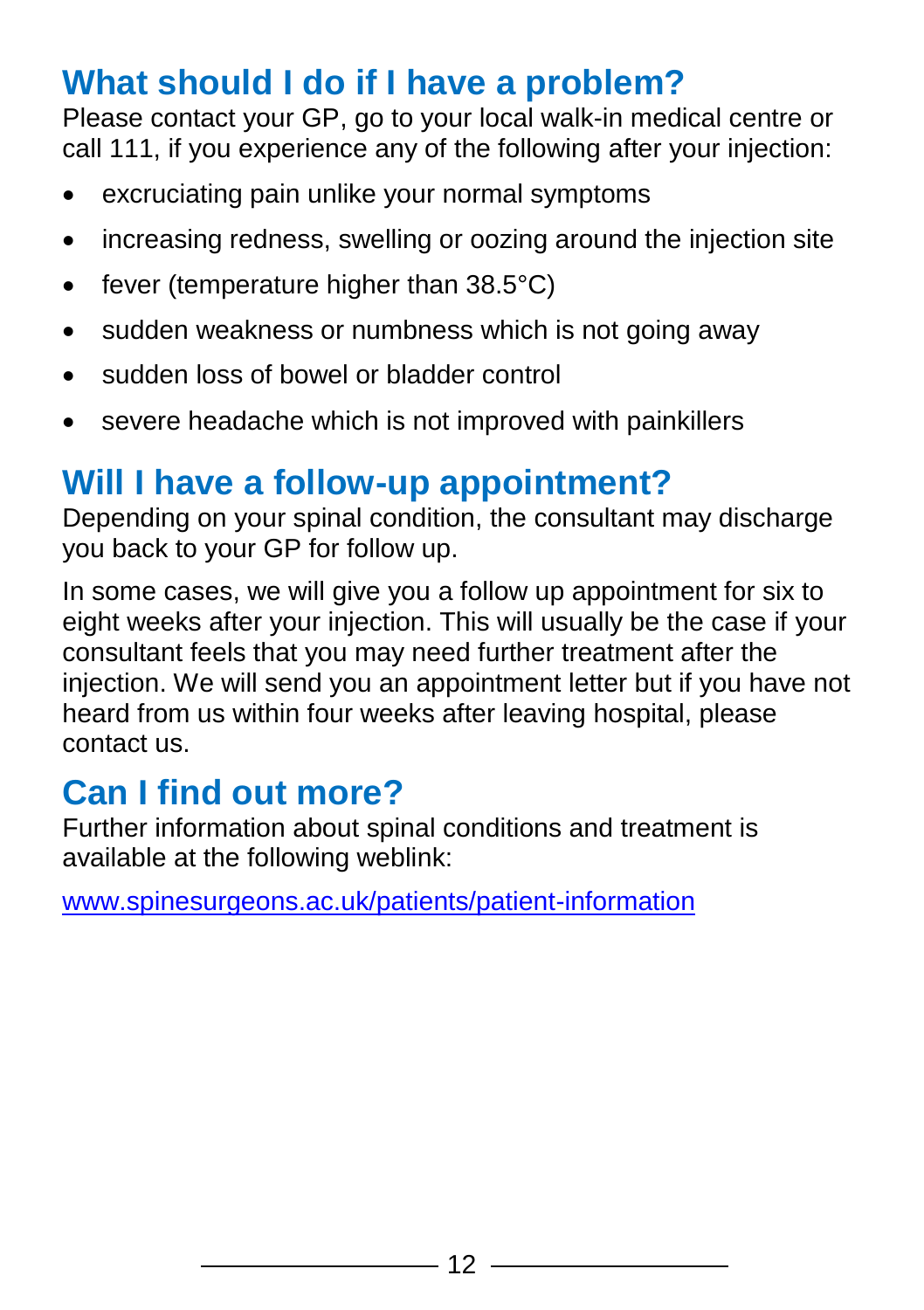## What should I do if I have a problem?

Please contact your GP, go to your local walk-in medical centre or call 111, if you experience any of the following after your injection:

- excruciating pain unlike your normal symptoms
- increasing redness, swelling or oozing around the injection site
- fever (temperature higher than 38.5°C)
- sudden weakness or numbness which is not going away
- sudden loss of bowel or bladder control
- severe headache which is not improved with painkillers

## Will I have a follow-up appointment?

Depending on your spinal condition, the consultant may discharge you back to your GP for follow up.

In some cases, we will give you a follow up appointment for six to eight weeks after your injection. This will usually be the case if your consultant feels that you may need further treatment after the injection. We will send you an appointment letter but if you have not heard from us within four weeks after leaving hospital, please contact us.

## Can I find out more?

Further information about spinal conditions and treatment is available at the following weblink:

[www.spinesurgeons.ac.uk/patients/patient-information](http://www.spinesurgeons.ac.uk/patients/patient-information)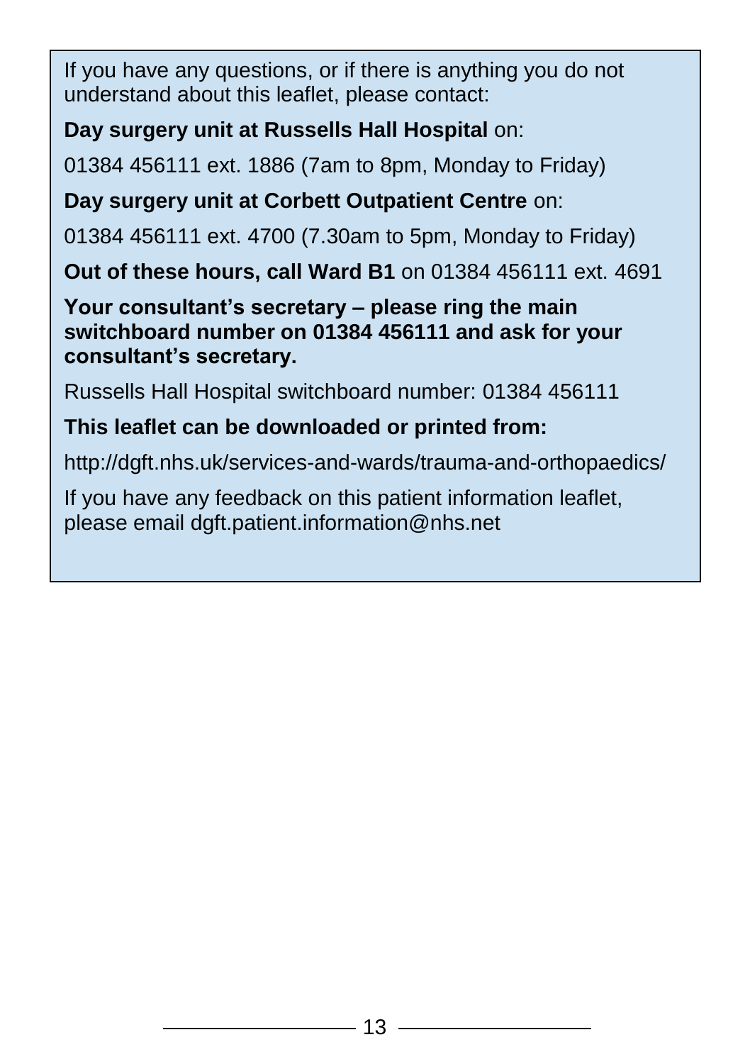If you have any questions, or if there is anything you do not understand about this leaflet, please contact:

**Day surgery unit at Russells Hall Hospital** on:

01384 456111 ext. 1886 (7am to 8pm, Monday to Friday)

**Day surgery unit at Corbett Outpatient Centre** on:

01384 456111 ext. 4700 (7.30am to 5pm, Monday to Friday)

**Out of these hours, call Ward B1** on 01384 456111 ext. 4691

**Your consultant's secretary – please ring the main switchboard number on 01384 456111 and ask for your consultant's secretary.**

Russells Hall Hospital switchboard number: 01384 456111

**This leaflet can be downloaded or printed from:**

http://dgft.nhs.uk/services-and-wards/trauma-and-orthopaedics/

If you have any feedback on this patient information leaflet, please email dgft.patient.information@nhs.net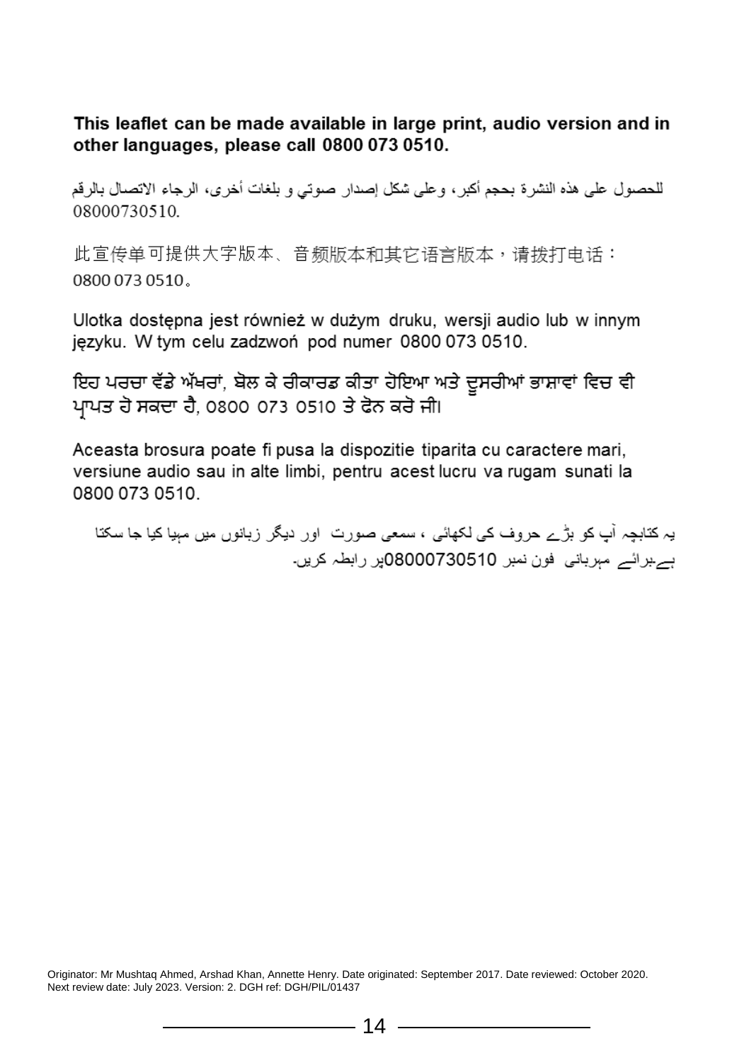**This leaflet can be made available in large print, audio version and in other languages, please call 0800 073 0510.**

للحصول على هذه النشرة بحجم أكبر، وعلى شكل إصدار صوتي و بلغات أخرى، الرجاء الاتصال بالرقم 08000730510.

此宣传单可提供大字版本、音频版本和其它语言版本，请拨打电话：0800 073 0510。

Ulotka dostępna jest również w dużym druku, wersji audio lub w innym języku. W tym celu zadzwoń pod numer 0800 073 0510.

ਇਹ ਪਰਚਾ ਵੱਡੇ ਅੱਖਰਾਂ, ਬੋਲ ਕੇ ਰੀਕਾਰਡ ਕੀਤਾ ਹੋਇਆ ਅਤੇ ਦੂਸਰੀਆਂ ਭਾਸ਼ਾਵਾਂ ਵਿਚ ਵੀ ਪ੍ਰਾਪਤ ਹੋ ਸਕਦਾ ਹੈ, 0800 073 0510 ਤੇ ਫੋਨ ਕਰੋ ਜੀ।

Aceasta brosura poate fi pusa la dispozitie tiparita cu caractere mari, versiune audio sau in alte limbi, pentru acest lucru va rugam sunati la 0800 073 0510.

یہ کتابچہ آپ کو بڑے حروف کی لکھائی ، سمعی صورت اور دیگر زبانوں میں مہیا کیا جا سکتا ہےبرائے مہربانی فون نمبر 08000730510پر رابطہ کریں۔

Originator: Mr Mushtaq Ahmed, Arshad Khan, Annette Henry. Date originated: September 2017. Date reviewed: October 2020. Next review date: July 2023. Version: 2. DGH ref: DGH/PIL/01437